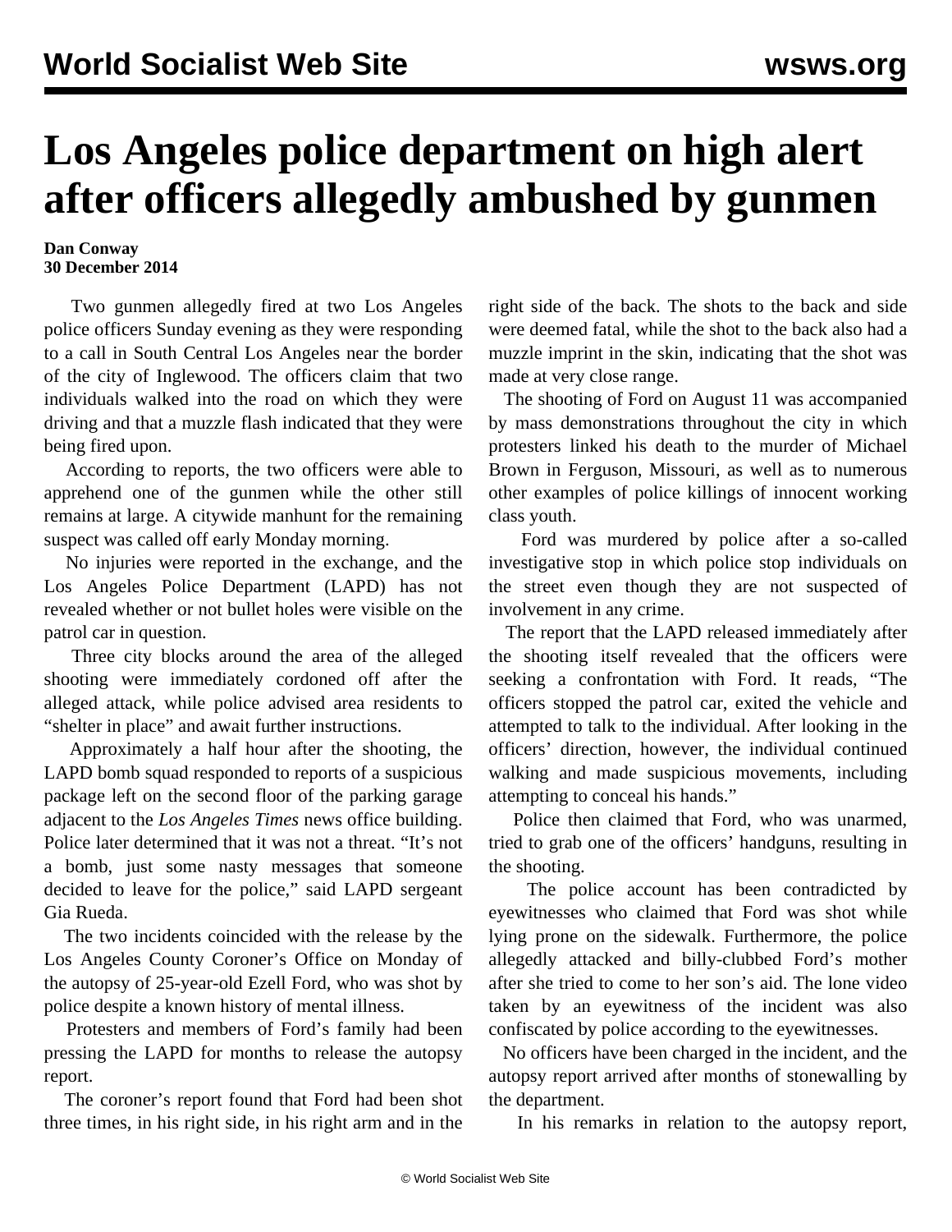# Los Angeles police department on high alert after officers allegedly ambushed by gunmen

**Dan Conway**
**30 December 2014**

Two gunmen allegedly fired at two Los Angeles police officers Sunday evening as they were responding to a call in South Central Los Angeles near the border of the city of Inglewood. The officers claim that two individuals walked into the road on which they were driving and that a muzzle flash indicated that they were being fired upon.

According to reports, the two officers were able to apprehend one of the gunmen while the other still remains at large. A citywide manhunt for the remaining suspect was called off early Monday morning.

No injuries were reported in the exchange, and the Los Angeles Police Department (LAPD) has not revealed whether or not bullet holes were visible on the patrol car in question.

Three city blocks around the area of the alleged shooting were immediately cordoned off after the alleged attack, while police advised area residents to "shelter in place" and await further instructions.

Approximately a half hour after the shooting, the LAPD bomb squad responded to reports of a suspicious package left on the second floor of the parking garage adjacent to the *Los Angeles Times* news office building. Police later determined that it was not a threat. "It's not a bomb, just some nasty messages that someone decided to leave for the police," said LAPD sergeant Gia Rueda.

The two incidents coincided with the release by the Los Angeles County Coroner's Office on Monday of the autopsy of 25-year-old Ezell Ford, who was shot by police despite a known history of mental illness.

Protesters and members of Ford's family had been pressing the LAPD for months to release the autopsy report.

The coroner's report found that Ford had been shot three times, in his right side, in his right arm and in the right side of the back. The shots to the back and side were deemed fatal, while the shot to the back also had a muzzle imprint in the skin, indicating that the shot was made at very close range.

The shooting of Ford on August 11 was accompanied by mass demonstrations throughout the city in which protesters linked his death to the murder of Michael Brown in Ferguson, Missouri, as well as to numerous other examples of police killings of innocent working class youth.

Ford was murdered by police after a so-called investigative stop in which police stop individuals on the street even though they are not suspected of involvement in any crime.

The report that the LAPD released immediately after the shooting itself revealed that the officers were seeking a confrontation with Ford. It reads, "The officers stopped the patrol car, exited the vehicle and attempted to talk to the individual. After looking in the officers' direction, however, the individual continued walking and made suspicious movements, including attempting to conceal his hands."

Police then claimed that Ford, who was unarmed, tried to grab one of the officers' handguns, resulting in the shooting.

The police account has been contradicted by eyewitnesses who claimed that Ford was shot while lying prone on the sidewalk. Furthermore, the police allegedly attacked and billy-clubbed Ford's mother after she tried to come to her son's aid. The lone video taken by an eyewitness of the incident was also confiscated by police according to the eyewitnesses.

No officers have been charged in the incident, and the autopsy report arrived after months of stonewalling by the department.

In his remarks in relation to the autopsy report,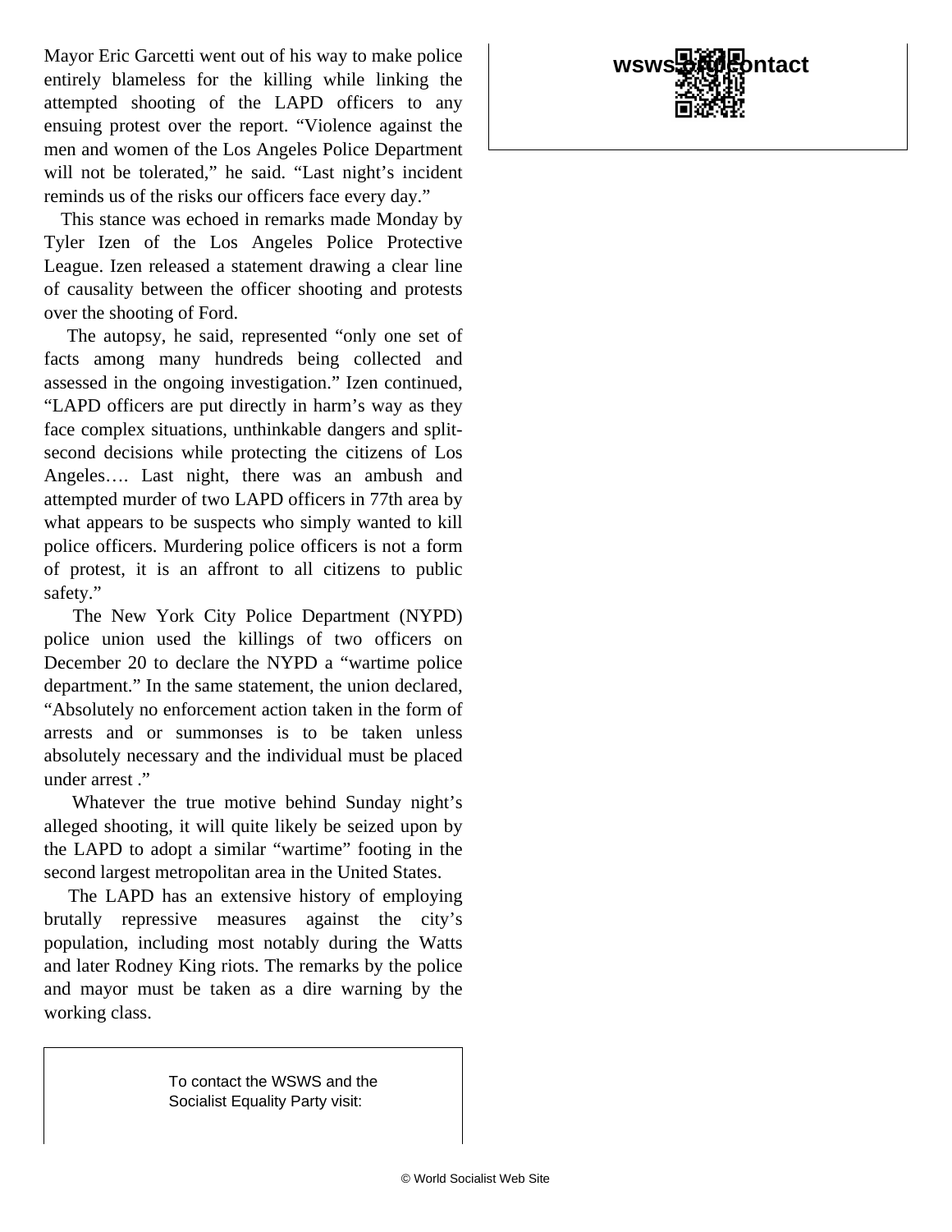Mayor Eric Garcetti went out of his way to make police entirely blameless for the killing while linking the attempted shooting of the LAPD officers to any ensuing protest over the report. “Violence against the men and women of the Los Angeles Police Department will not be tolerated,” he said. “Last night’s incident reminds us of the risks our officers face every day.”

This stance was echoed in remarks made Monday by Tyler Izen of the Los Angeles Police Protective League. Izen released a statement drawing a clear line of causality between the officer shooting and protests over the shooting of Ford.

The autopsy, he said, represented “only one set of facts among many hundreds being collected and assessed in the ongoing investigation.” Izen continued, “LAPD officers are put directly in harm’s way as they face complex situations, unthinkable dangers and split-second decisions while protecting the citizens of Los Angeles…. Last night, there was an ambush and attempted murder of two LAPD officers in 77th area by what appears to be suspects who simply wanted to kill police officers. Murdering police officers is not a form of protest, it is an affront to all citizens to public safety.”

The New York City Police Department (NYPD) police union used the killings of two officers on December 20 to declare the NYPD a “wartime police department.” In the same statement, the union declared, “Absolutely no enforcement action taken in the form of arrests and or summonses is to be taken unless absolutely necessary and the individual must be placed under arrest .”

Whatever the true motive behind Sunday night’s alleged shooting, it will quite likely be seized upon by the LAPD to adopt a similar “wartime” footing in the second largest metropolitan area in the United States.

The LAPD has an extensive history of employing brutally repressive measures against the city’s population, including most notably during the Watts and later Rodney King riots. The remarks by the police and mayor must be taken as a dire warning by the working class.

To contact the WSWS and the Socialist Equality Party visit:

**wsws.org/contact**